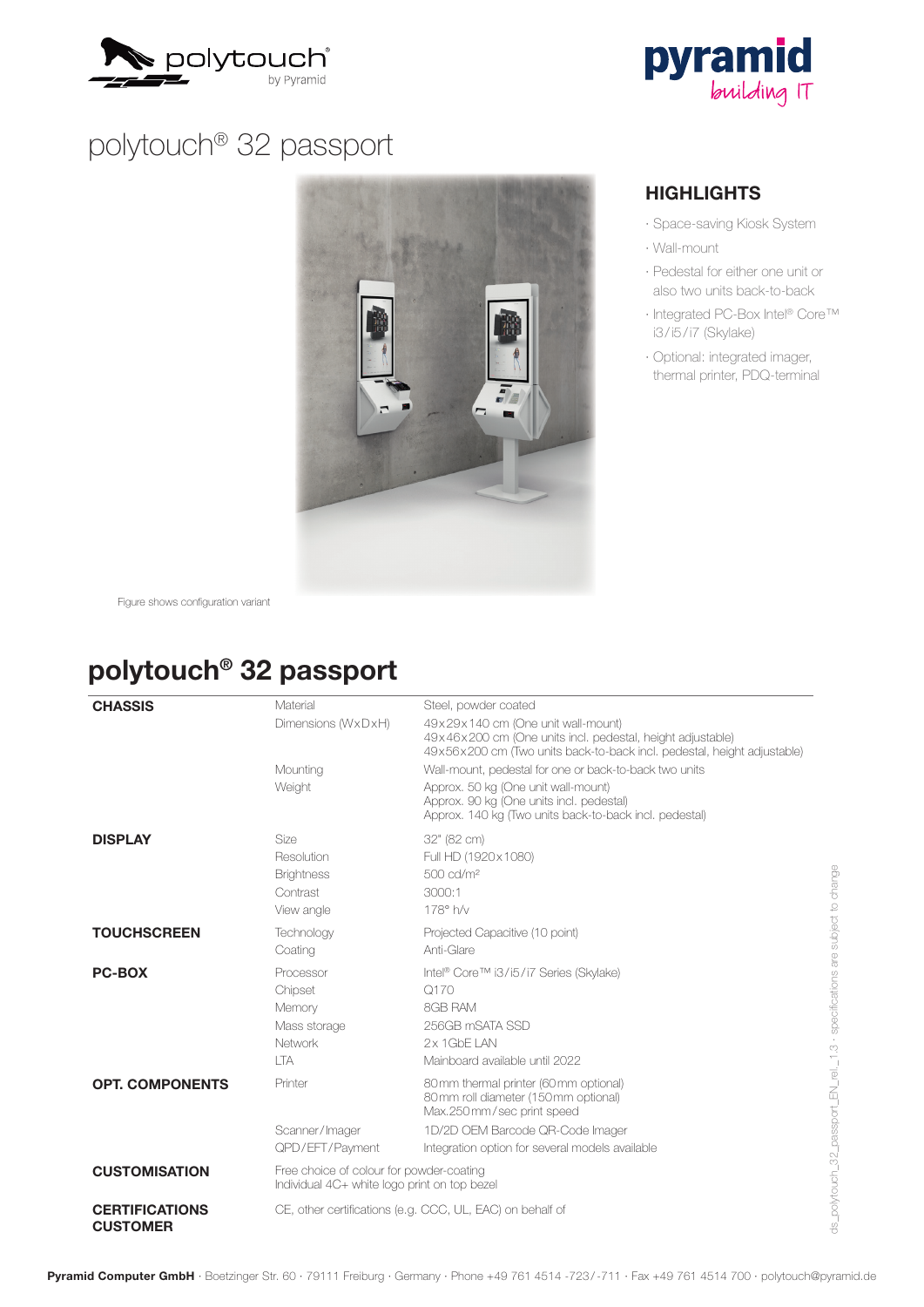# polytouch® 32 passport

## HIGHLIGHTS

- Space-saving Kiosk System
- Wall-mount
- Pedestal for either one unit or also two units back-to-back
- Integrated PC-Box Intel® Core™ i3/i5/i7 (Skylake)
- Optional: integrated imager, thermal printer, PDQ-terminal

Figure shows configuration variant

## polytouch® 32 passport

| | | |
|---|---|---|
| **CHASSIS** | Material | Steel, powder coated |
| | Dimensions (WxDxH) | 49x29x140 cm (One unit wall-mount)<br>49x46x200 cm (One units incl. pedestal, height adjustable)<br>49x56x200 cm (Two units back-to-back incl. pedestal, height adjustable) |
| | Mounting | Wall-mount, pedestal for one or back-to-back two units |
| | Weight | Approx. 50 kg (One unit wall-mount)<br>Approx. 90 kg (One units incl. pedestal)<br>Approx. 140 kg (Two units back-to-back incl. pedestal) |
| **DISPLAY** | Size | 32" (82 cm) |
| | Resolution | Full HD (1920x1080) |
| | Brightness | 500 cd/m² |
| | Contrast | 3000:1 |
| | View angle | 178° h/v |
| **TOUCHSCREEN** | Technology | Projected Capacitive (10 point) |
| | Coating | Anti-Glare |
| **PC-BOX** | Processor | Intel® Core™ i3/i5/i7 Series (Skylake) |
| | Chipset | Q170 |
| | Memory | 8GB RAM |
| | Mass storage | 256GB mSATA SSD |
| | Network | 2x 1GbE LAN |
| | LTA | Mainboard available until 2022 |
| **OPT. COMPONENTS** | Printer | 80mm thermal printer (60mm optional)<br>80mm roll diameter (150mm optional)<br>Max.250mm/sec print speed |
| | Scanner/Imager | 1D/2D OEM Barcode QR-Code Imager |
| | QPD/EFT/Payment | Integration option for several models available |
| **CUSTOMISATION** | Free choice of colour for powder-coating<br>Individual 4C+ white logo print on top bezel | |
| **CERTIFICATIONS CUSTOMER** | CE, other certifications (e.g. CCC, UL, EAC) on behalf of | |

ds_polytouch_32_passport_EN_rel._1.3 · specifications are subject to change

**Pyramid Computer GmbH** · Boetzinger Str. 60 · 79111 Freiburg · Germany · Phone +49 761 4514 -723/-711 · Fax +49 761 4514 700 · polytouch@pyramid.de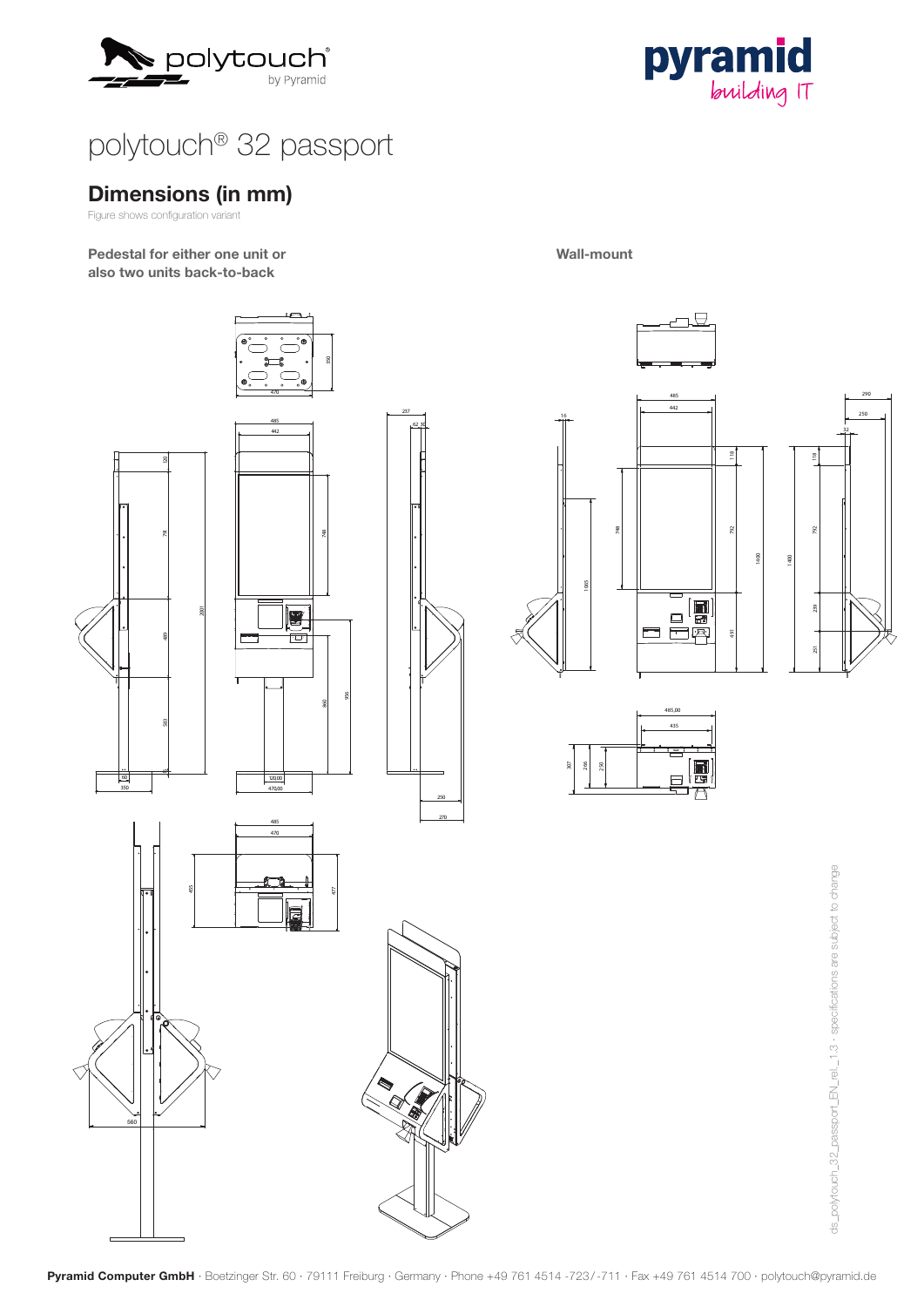# polytouch® 32 passport

## Dimensions (in mm)

Figure shows configuration variant

**Pedestal for either one unit or also two units back-to-back**

485
442
470
350
120
748
489
383
2001
956
860
60
350
120,00
470,00
237
62 30
250
270
485
470
455
477
560

**Wall-mount**

485
442
16
1065
748
118
792
491
1400
290
250
32
118
792
239
251
1400
485,00
435
307
266
250

ds_polytouch_32_passport_EN_rel._1.3 · specifications are subject to change

**Pyramid Computer GmbH** · Boetzinger Str. 60 · 79111 Freiburg · Germany · Phone +49 761 4514 -723/-711 · Fax +49 761 4514 700 · polytouch@pyramid.de